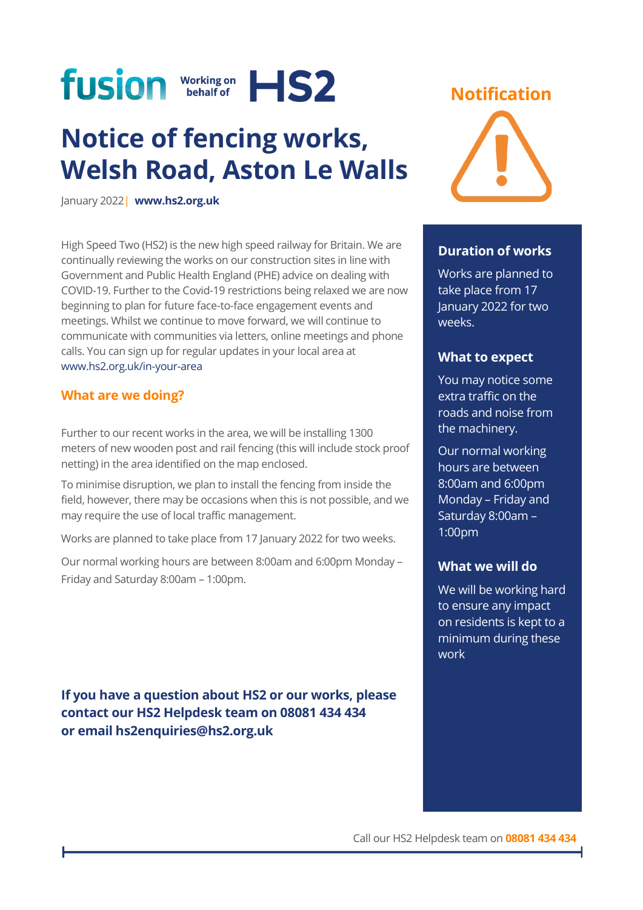fusion Working on behalf of HS2

# Notice of fencing works, Welsh Road, Aston Le Walls

January 2022 | **www.hs2.org.uk**

**Notification**

High Speed Two (HS2) is the new high speed railway for Britain. We are continually reviewing the works on our construction sites in line with Government and Public Health England (PHE) advice on dealing with COVID-19. Further to the Covid-19 restrictions being relaxed we are now beginning to plan for future face-to-face engagement events and meetings. Whilst we continue to move forward, we will continue to communicate with communities via letters, online meetings and phone calls. You can sign up for regular updates in your local area at www.hs2.org.uk/in-your-area

## What are we doing?

Further to our recent works in the area, we will be installing 1300 meters of new wooden post and rail fencing (this will include stock proof netting) in the area identified on the map enclosed.

To minimise disruption, we plan to install the fencing from inside the field, however, there may be occasions when this is not possible, and we may require the use of local traffic management.

Works are planned to take place from 17 January 2022 for two weeks.

Our normal working hours are between 8:00am and 6:00pm Monday – Friday and Saturday 8:00am – 1:00pm.

**If you have a question about HS2 or our works, please contact our HS2 Helpdesk team on 08081 434 434 or email hs2enquiries@hs2.org.uk**

### Duration of works

Works are planned to take place from 17 January 2022 for two weeks.

### What to expect

You may notice some extra traffic on the roads and noise from the machinery.

Our normal working hours are between 8:00am and 6:00pm Monday – Friday and Saturday 8:00am – 1:00pm

### What we will do

We will be working hard to ensure any impact on residents is kept to a minimum during these work

Call our HS2 Helpdesk team on **08081 434 434**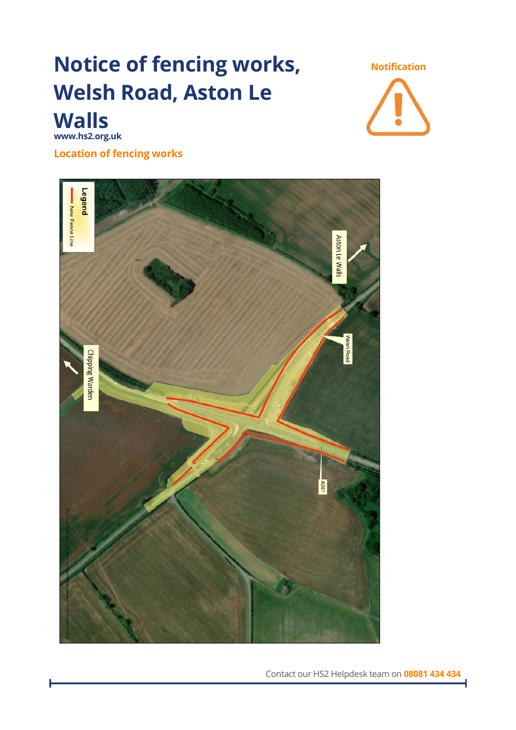# Notice of fencing works, Welsh Road, Aston Le Walls

www.hs2.org.uk

**Notification**

## Location of fencing works

Legend

New Fence Line

Aston Le Walls

Welsh Road

Chipping Warden

A361

Contact our HS2 Helpdesk team on **08081 434 434**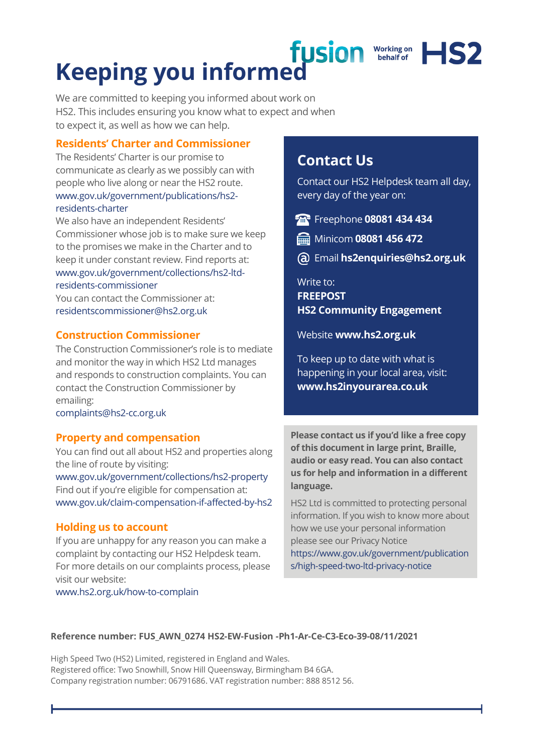fusion Working on behalf of HS2

# Keeping you informed

We are committed to keeping you informed about work on HS2. This includes ensuring you know what to expect and when to expect it, as well as how we can help.

## Residents' Charter and Commissioner

The Residents' Charter is our promise to communicate as clearly as we possibly can with people who live along or near the HS2 route.
www.gov.uk/government/publications/hs2-residents-charter
We also have an independent Residents' Commissioner whose job is to make sure we keep to the promises we make in the Charter and to keep it under constant review. Find reports at:
www.gov.uk/government/collections/hs2-ltd-residents-commissioner
You can contact the Commissioner at:
residentscommissioner@hs2.org.uk

## Construction Commissioner

The Construction Commissioner's role is to mediate and monitor the way in which HS2 Ltd manages and responds to construction complaints. You can contact the Construction Commissioner by emailing:
complaints@hs2-cc.org.uk

## Property and compensation

You can find out all about HS2 and properties along the line of route by visiting:
www.gov.uk/government/collections/hs2-property
Find out if you're eligible for compensation at:
www.gov.uk/claim-compensation-if-affected-by-hs2

## Holding us to account

If you are unhappy for any reason you can make a complaint by contacting our HS2 Helpdesk team. For more details on our complaints process, please visit our website:
www.hs2.org.uk/how-to-complain

## Contact Us

Contact our HS2 Helpdesk team all day, every day of the year on:

- Freephone **08081 434 434**
- Minicom **08081 456 472**
- Email **hs2enquiries@hs2.org.uk**

Write to:
**FREEPOST**
**HS2 Community Engagement**

Website **www.hs2.org.uk**

To keep up to date with what is happening in your local area, visit:
**www.hs2inyourarea.co.uk**

**Please contact us if you'd like a free copy of this document in large print, Braille, audio or easy read. You can also contact us for help and information in a different language.**

HS2 Ltd is committed to protecting personal information. If you wish to know more about how we use your personal information please see our Privacy Notice
https://www.gov.uk/government/publications/high-speed-two-ltd-privacy-notice

**Reference number: FUS_AWN_0274 HS2-EW-Fusion -Ph1-Ar-Ce-C3-Eco-39-08/11/2021**

High Speed Two (HS2) Limited, registered in England and Wales.
Registered office: Two Snowhill, Snow Hill Queensway, Birmingham B4 6GA.
Company registration number: 06791686. VAT registration number: 888 8512 56.